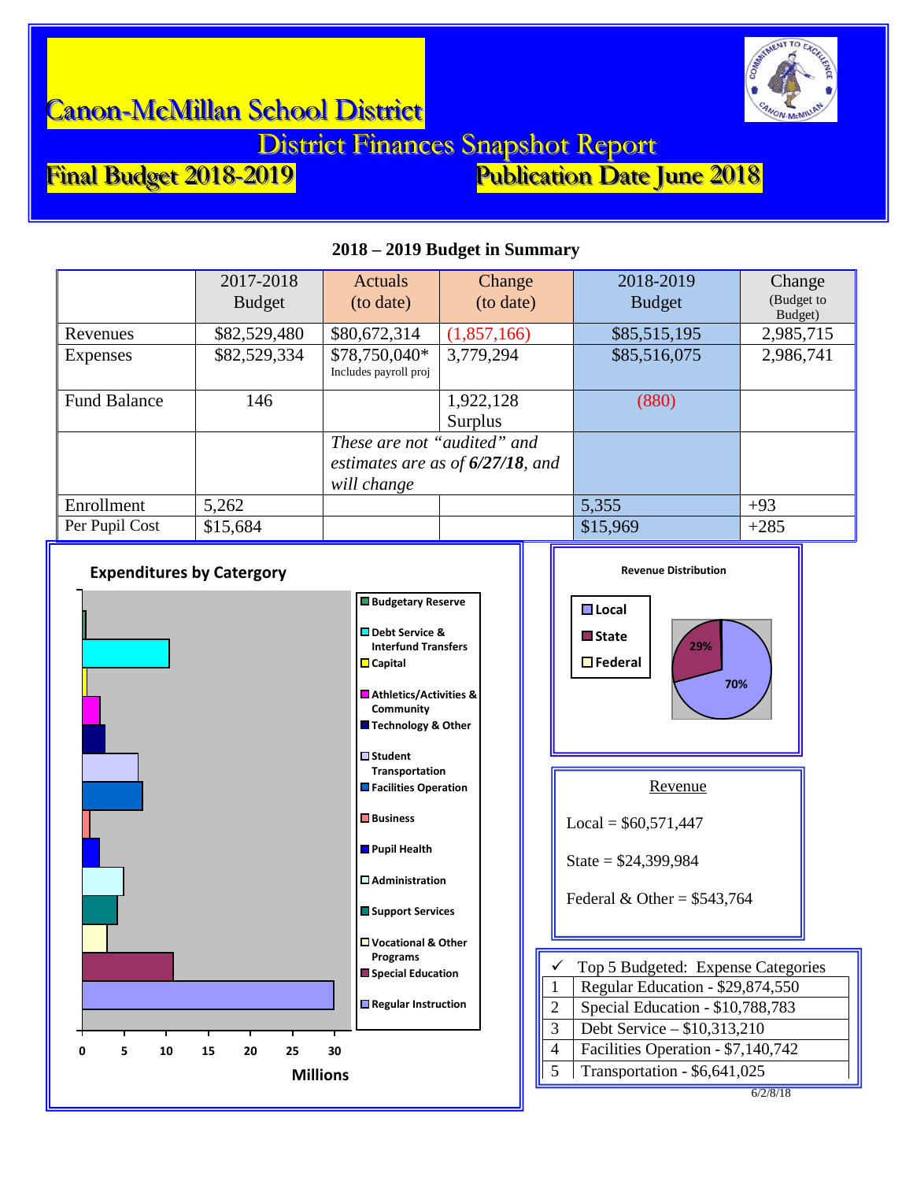# Canon-McMillan School District

## District Finances Snapshot Report

**Final Budget 2018-2019** **Publication Date June 2018**

### 2018 – 2019 Budget in Summary

| | 2017-2018 Budget | Actuals (to date) | Change (to date) | 2018-2019 Budget | Change (Budget to Budget) |
|---|---|---|---|---|---|
| Revenues | $82,529,480 | $80,672,314 | (1,857,166) | $85,515,195 | 2,985,715 |
| Expenses | $82,529,334 | $78,750,040* Includes payroll proj | 3,779,294 | $85,516,075 | 2,986,741 |
| Fund Balance | 146 | | 1,922,128 Surplus | (880) | |
| | | *These are not "audited" and estimates are as of **6/27/18**, and will change* | | | |
| Enrollment | 5,262 | | | 5,355 | +93 |
| Per Pupil Cost | $15,684 | | | $15,969 | +285 |

**Expenditures by Catergory**

Budgetary Reserve
Debt Service & Interfund Transfers
Capital
Athletics/Activities & Community
Technology & Other
Student Transportation
Facilities Operation
Business
Pupil Health
Administration
Support Services
Vocational & Other Programs
Special Education
Regular Instruction

0 5 10 15 20 25 30

Millions

**Revenue Distribution**

Local
State
Federal

29%
70%

**Revenue**

Local = $60,571,447

State = $24,399,984

Federal & Other = $543,764

| | ✓ Top 5 Budgeted: Expense Categories |
|---|---|
| 1 | Regular Education - $29,874,550 |
| 2 | Special Education - $10,788,783 |
| 3 | Debt Service – $10,313,210 |
| 4 | Facilities Operation - $7,140,742 |
| 5 | Transportation - $6,641,025 |

6/2/8/18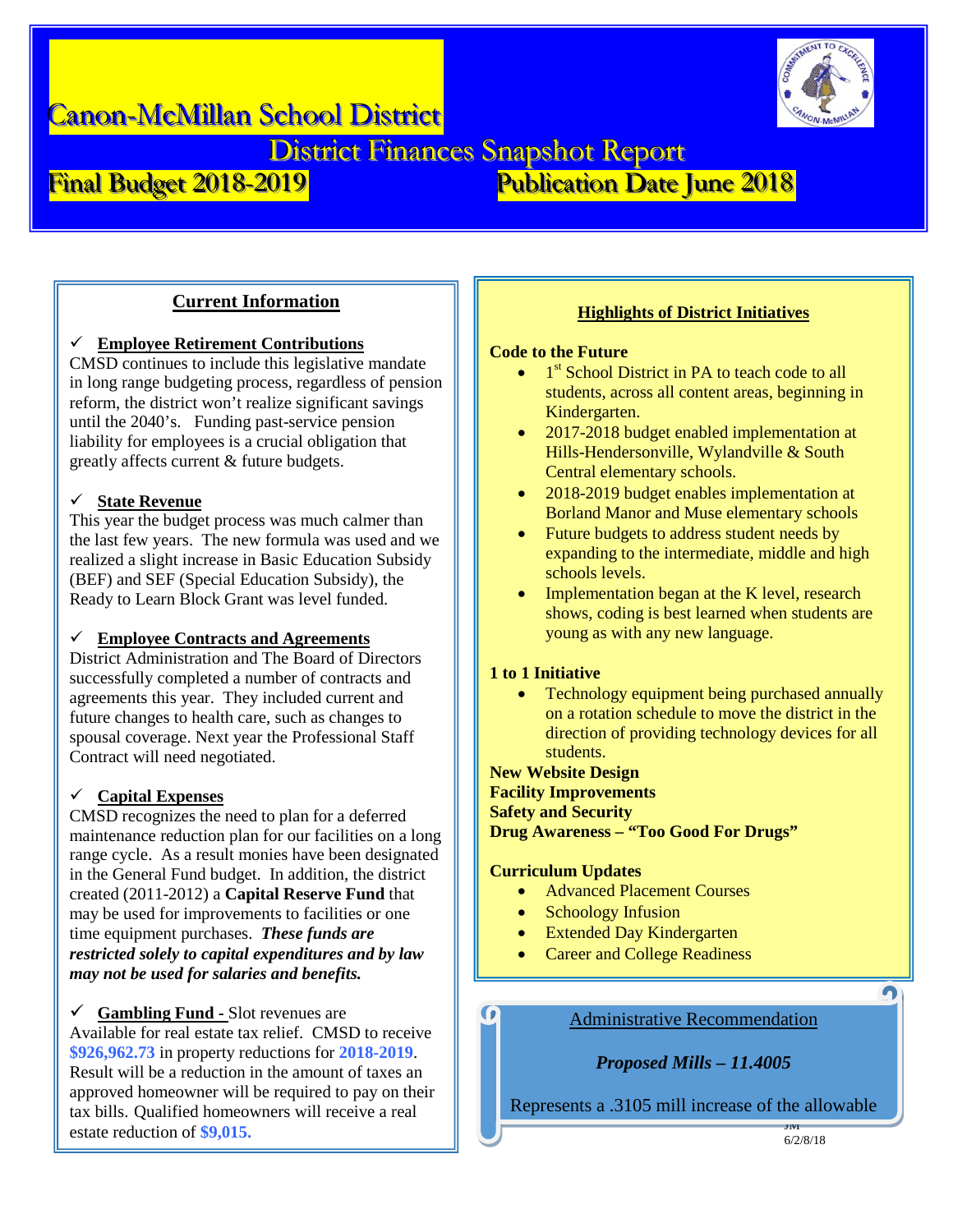# Canon-McMillan School District

## District Finances Snapshot Report

**Final Budget 2018-2019** **Publication Date June 2018**

## Current Information

✓ **Employee Retirement Contributions**

CMSD continues to include this legislative mandate in long range budgeting process, regardless of pension reform, the district won't realize significant savings until the 2040's. Funding past-service pension liability for employees is a crucial obligation that greatly affects current & future budgets.

✓ **State Revenue**

This year the budget process was much calmer than the last few years. The new formula was used and we realized a slight increase in Basic Education Subsidy (BEF) and SEF (Special Education Subsidy), the Ready to Learn Block Grant was level funded.

✓ **Employee Contracts and Agreements**

District Administration and The Board of Directors successfully completed a number of contracts and agreements this year. They included current and future changes to health care, such as changes to spousal coverage. Next year the Professional Staff Contract will need negotiated.

✓ **Capital Expenses**

CMSD recognizes the need to plan for a deferred maintenance reduction plan for our facilities on a long range cycle. As a result monies have been designated in the General Fund budget. In addition, the district created (2011-2012) a **Capital Reserve Fund** that may be used for improvements to facilities or one time equipment purchases. ***These funds are restricted solely to capital expenditures and by law may not be used for salaries and benefits.***

✓ **Gambling Fund -** Slot revenues are Available for real estate tax relief. CMSD to receive **$926,962.73** in property reductions for **2018-2019**. Result will be a reduction in the amount of taxes an approved homeowner will be required to pay on their tax bills. Qualified homeowners will receive a real estate reduction of **$9,015.**

## Highlights of District Initiatives

**Code to the Future**

- 1st School District in PA to teach code to all students, across all content areas, beginning in Kindergarten.
- 2017-2018 budget enabled implementation at Hills-Hendersonville, Wylandville & South Central elementary schools.
- 2018-2019 budget enables implementation at Borland Manor and Muse elementary schools
- Future budgets to address student needs by expanding to the intermediate, middle and high schools levels.
- Implementation began at the K level, research shows, coding is best learned when students are young as with any new language.

**1 to 1 Initiative**

- Technology equipment being purchased annually on a rotation schedule to move the district in the direction of providing technology devices for all students.

**New Website Design**
**Facility Improvements**
**Safety and Security**
**Drug Awareness – "Too Good For Drugs"**

**Curriculum Updates**

- Advanced Placement Courses
- Schoology Infusion
- Extended Day Kindergarten
- Career and College Readiness

## Administrative Recommendation

***Proposed Mills – 11.4005***

Represents a .3105 mill increase of the allowable

JM
6/2/8/18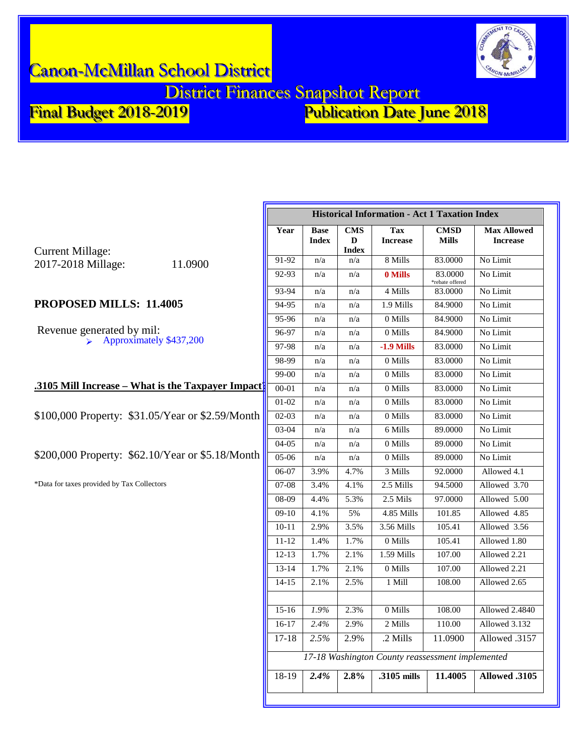# Canon-McMillan School District

## District Finances Snapshot Report

**Final Budget 2018-2019** **Publication Date June 2018**

Current Millage:
2017-2018 Millage: 11.0900

**PROPOSED MILLS: 11.4005**

Revenue generated by mil:

- Approximately $437,200

**.3105 Mill Increase – What is the Taxpayer Impact?**

$100,000 Property: $31.05/Year or $2.59/Month

$200,000 Property: $62.10/Year or $5.18/Month

*Data for taxes provided by Tax Collectors

| Historical Information - Act 1 Taxation Index | | | | | |
|---|---|---|---|---|---|
| **Year** | **Base Index** | **CMSD Index** | **Tax Increase** | **CMSD Mills** | **Max Allowed Increase** |
| 91-92 | n/a | n/a | 8 Mills | 83.0000 | No Limit |
| 92-93 | n/a | n/a | **0 Mills** | 83.0000 *rebate offered | No Limit |
| 93-94 | n/a | n/a | 4 Mills | 83.0000 | No Limit |
| 94-95 | n/a | n/a | 1.9 Mills | 84.9000 | No Limit |
| 95-96 | n/a | n/a | 0 Mills | 84.9000 | No Limit |
| 96-97 | n/a | n/a | 0 Mills | 84.9000 | No Limit |
| 97-98 | n/a | n/a | **-1.9 Mills** | 83.0000 | No Limit |
| 98-99 | n/a | n/a | 0 Mills | 83.0000 | No Limit |
| 99-00 | n/a | n/a | 0 Mills | 83.0000 | No Limit |
| 00-01 | n/a | n/a | 0 Mills | 83.0000 | No Limit |
| 01-02 | n/a | n/a | 0 Mills | 83.0000 | No Limit |
| 02-03 | n/a | n/a | 0 Mills | 83.0000 | No Limit |
| 03-04 | n/a | n/a | 6 Mills | 89.0000 | No Limit |
| 04-05 | n/a | n/a | 0 Mills | 89.0000 | No Limit |
| 05-06 | n/a | n/a | 0 Mills | 89.0000 | No Limit |
| 06-07 | 3.9% | 4.7% | 3 Mills | 92.0000 | Allowed 4.1 |
| 07-08 | 3.4% | 4.1% | 2.5 Mills | 94.5000 | Allowed 3.70 |
| 08-09 | 4.4% | 5.3% | 2.5 Mils | 97.0000 | Allowed 5.00 |
| 09-10 | 4.1% | 5% | 4.85 Mills | 101.85 | Allowed 4.85 |
| 10-11 | 2.9% | 3.5% | 3.56 Mills | 105.41 | Allowed 3.56 |
| 11-12 | 1.4% | 1.7% | 0 Mills | 105.41 | Allowed 1.80 |
| 12-13 | 1.7% | 2.1% | 1.59 Mills | 107.00 | Allowed 2.21 |
| 13-14 | 1.7% | 2.1% | 0 Mills | 107.00 | Allowed 2.21 |
| 14-15 | 2.1% | 2.5% | 1 Mill | 108.00 | Allowed 2.65 |
| | | | | | |
| 15-16 | *1.9%* | 2.3% | 0 Mills | 108.00 | Allowed 2.4840 |
| 16-17 | *2.4%* | 2.9% | 2 Mills | 110.00 | Allowed 3.132 |
| 17-18 | *2.5%* | 2.9% | .2 Mills | 11.0900 | Allowed .3157 |
| *17-18 Washington County reassessment implemented* | | | | | |
| 18-19 | ***2.4%*** | **2.8%** | **.3105 mills** | **11.4005** | **Allowed .3105** |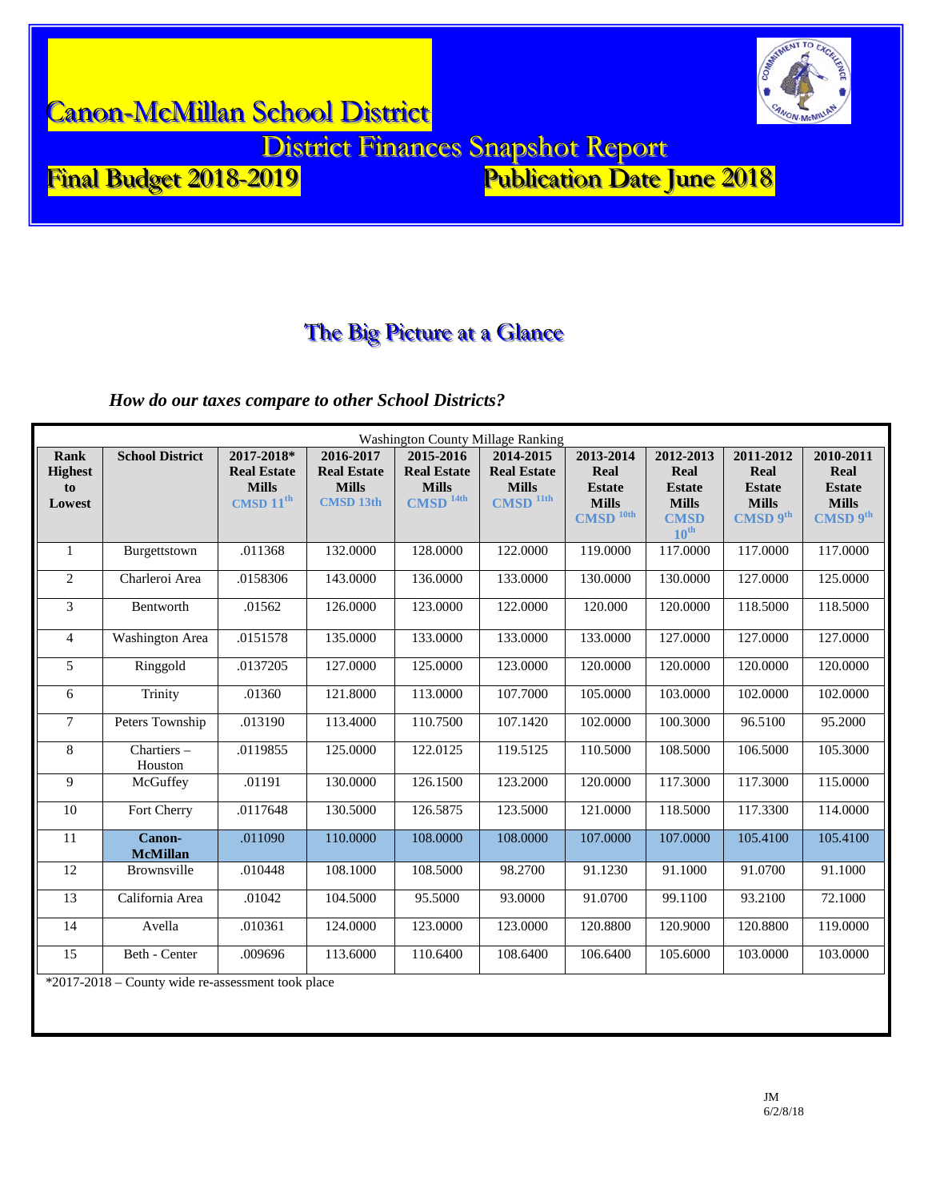# Canon-McMillan School District

## District Finances Snapshot Report

**Final Budget 2018-2019** **Publication Date June 2018**

## The Big Picture at a Glance

*How do our taxes compare to other School Districts?*

Washington County Millage Ranking

| Rank Highest to Lowest | School District | 2017-2018* Real Estate Mills CMSD 11th | 2016-2017 Real Estate Mills CMSD 13th | 2015-2016 Real Estate Mills CMSD 14th | 2014-2015 Real Estate Mills CMSD 11th | 2013-2014 Real Estate Mills CMSD 10th | 2012-2013 Real Estate Mills CMSD 10th | 2011-2012 Real Estate Mills CMSD 9th | 2010-2011 Real Estate Mills CMSD 9th |
|---|---|---|---|---|---|---|---|---|---|
| 1 | Burgettstown | .011368 | 132.0000 | 128.0000 | 122.0000 | 119.0000 | 117.0000 | 117.0000 | 117.0000 |
| 2 | Charleroi Area | .0158306 | 143.0000 | 136.0000 | 133.0000 | 130.0000 | 130.0000 | 127.0000 | 125.0000 |
| 3 | Bentworth | .01562 | 126.0000 | 123.0000 | 122.0000 | 120.000 | 120.0000 | 118.5000 | 118.5000 |
| 4 | Washington Area | .0151578 | 135.0000 | 133.0000 | 133.0000 | 133.0000 | 127.0000 | 127.0000 | 127.0000 |
| 5 | Ringgold | .0137205 | 127.0000 | 125.0000 | 123.0000 | 120.0000 | 120.0000 | 120.0000 | 120.0000 |
| 6 | Trinity | .01360 | 121.8000 | 113.0000 | 107.7000 | 105.0000 | 103.0000 | 102.0000 | 102.0000 |
| 7 | Peters Township | .013190 | 113.4000 | 110.7500 | 107.1420 | 102.0000 | 100.3000 | 96.5100 | 95.2000 |
| 8 | Chartiers – Houston | .0119855 | 125.0000 | 122.0125 | 119.5125 | 110.5000 | 108.5000 | 106.5000 | 105.3000 |
| 9 | McGuffey | .01191 | 130.0000 | 126.1500 | 123.2000 | 120.0000 | 117.3000 | 117.3000 | 115.0000 |
| 10 | Fort Cherry | .0117648 | 130.5000 | 126.5875 | 123.5000 | 121.0000 | 118.5000 | 117.3300 | 114.0000 |
| 11 | **Canon-McMillan** | .011090 | 110.0000 | 108.0000 | 108.0000 | 107.0000 | 107.0000 | 105.4100 | 105.4100 |
| 12 | Brownsville | .010448 | 108.1000 | 108.5000 | 98.2700 | 91.1230 | 91.1000 | 91.0700 | 91.1000 |
| 13 | California Area | .01042 | 104.5000 | 95.5000 | 93.0000 | 91.0700 | 99.1100 | 93.2100 | 72.1000 |
| 14 | Avella | .010361 | 124.0000 | 123.0000 | 123.0000 | 120.8800 | 120.9000 | 120.8800 | 119.0000 |
| 15 | Beth - Center | .009696 | 113.6000 | 110.6400 | 108.6400 | 106.6400 | 105.6000 | 103.0000 | 103.0000 |

*2017-2018 – County wide re-assessment took place

JM
6/2/8/18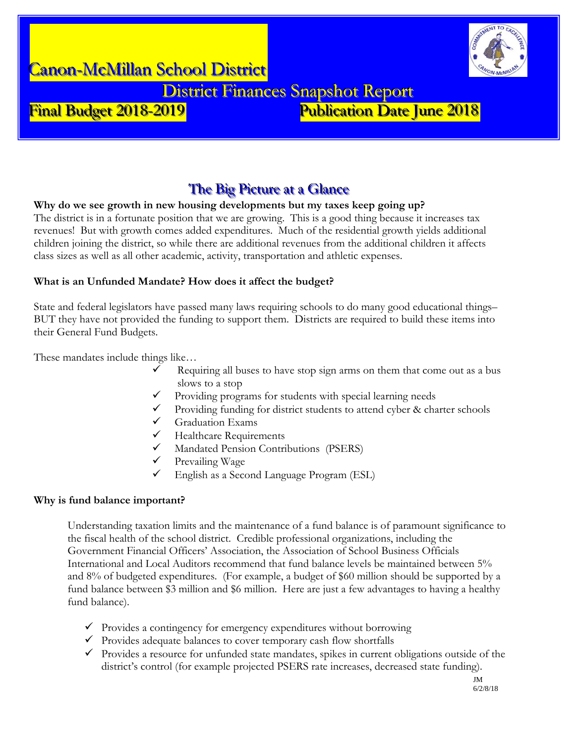# Canon-McMillan School District

## District Finances Snapshot Report

**Final Budget 2018-2019** **Publication Date June 2018**

## The Big Picture at a Glance

**Why do we see growth in new housing developments but my taxes keep going up?**

The district is in a fortunate position that we are growing. This is a good thing because it increases tax revenues! But with growth comes added expenditures. Much of the residential growth yields additional children joining the district, so while there are additional revenues from the additional children it affects class sizes as well as all other academic, activity, transportation and athletic expenses.

**What is an Unfunded Mandate? How does it affect the budget?**

State and federal legislators have passed many laws requiring schools to do many good educational things– BUT they have not provided the funding to support them. Districts are required to build these items into their General Fund Budgets.

These mandates include things like…

- ✓ Requiring all buses to have stop sign arms on them that come out as a bus slows to a stop
- ✓ Providing programs for students with special learning needs
- ✓ Providing funding for district students to attend cyber & charter schools
- ✓ Graduation Exams
- ✓ Healthcare Requirements
- ✓ Mandated Pension Contributions (PSERS)
- ✓ Prevailing Wage
- ✓ English as a Second Language Program (ESL)

**Why is fund balance important?**

Understanding taxation limits and the maintenance of a fund balance is of paramount significance to the fiscal health of the school district. Credible professional organizations, including the Government Financial Officers' Association, the Association of School Business Officials International and Local Auditors recommend that fund balance levels be maintained between 5% and 8% of budgeted expenditures. (For example, a budget of $60 million should be supported by a fund balance between $3 million and $6 million. Here are just a few advantages to having a healthy fund balance).

- ✓ Provides a contingency for emergency expenditures without borrowing
- ✓ Provides adequate balances to cover temporary cash flow shortfalls
- ✓ Provides a resource for unfunded state mandates, spikes in current obligations outside of the district's control (for example projected PSERS rate increases, decreased state funding).

JM
6/2/8/18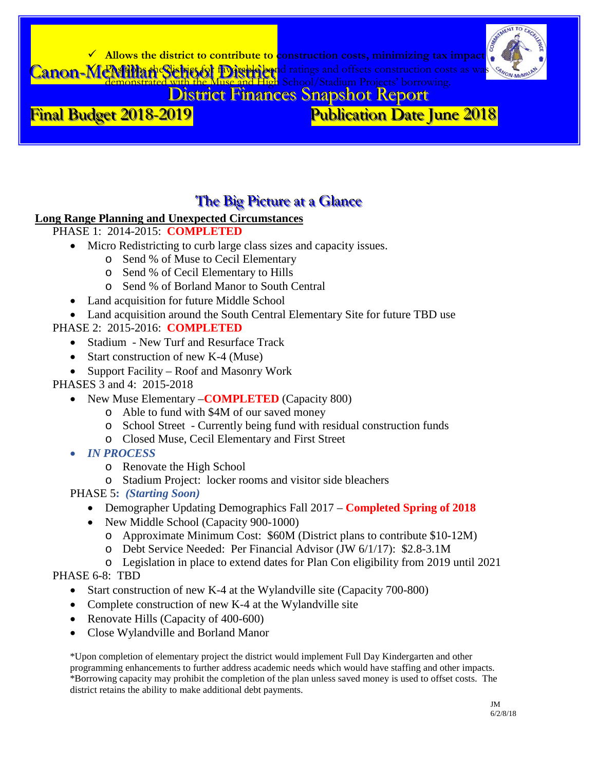✓ **Allows the district to contribute to construction costs, minimizing tax impact**

✓ Positions the district for favorable bond ratings and offsets construction costs as was demonstrated with the Muse and High School/Stadium Projects' borrowing.

# Canon-McMillan School District

## District Finances Snapshot Report

**Final Budget 2018-2019** **Publication Date June 2018**

## The Big Picture at a Glance

**Long Range Planning and Unexpected Circumstances**

PHASE 1: 2014-2015: **COMPLETED**

- Micro Redistricting to curb large class sizes and capacity issues.
  - Send % of Muse to Cecil Elementary
  - Send % of Cecil Elementary to Hills
  - Send % of Borland Manor to South Central
- Land acquisition for future Middle School
- Land acquisition around the South Central Elementary Site for future TBD use

PHASE 2: 2015-2016: **COMPLETED**

- Stadium - New Turf and Resurface Track
- Start construction of new K-4 (Muse)
- Support Facility – Roof and Masonry Work

PHASES 3 and 4: 2015-2018

- New Muse Elementary –**COMPLETED** (Capacity 800)
  - Able to fund with $4M of our saved money
  - School Street - Currently being fund with residual construction funds
  - Closed Muse, Cecil Elementary and First Street
- ***IN PROCESS***
  - Renovate the High School
  - Stadium Project: locker rooms and visitor side bleachers

PHASE 5**:** ***(Starting Soon)***

- Demographer Updating Demographics Fall 2017 – **Completed Spring of 2018**
- New Middle School (Capacity 900-1000)
  - Approximate Minimum Cost: $60M (District plans to contribute $10-12M)
  - Debt Service Needed: Per Financial Advisor (JW 6/1/17): $2.8-3.1M
  - Legislation in place to extend dates for Plan Con eligibility from 2019 until 2021

PHASE 6-8: TBD

- Start construction of new K-4 at the Wylandville site (Capacity 700-800)
- Complete construction of new K-4 at the Wylandville site
- Renovate Hills (Capacity of 400-600)
- Close Wylandville and Borland Manor

*Upon completion of elementary project the district would implement Full Day Kindergarten and other programming enhancements to further address academic needs which would have staffing and other impacts.
*Borrowing capacity may prohibit the completion of the plan unless saved money is used to offset costs. The district retains the ability to make additional debt payments.

JM
6/2/8/18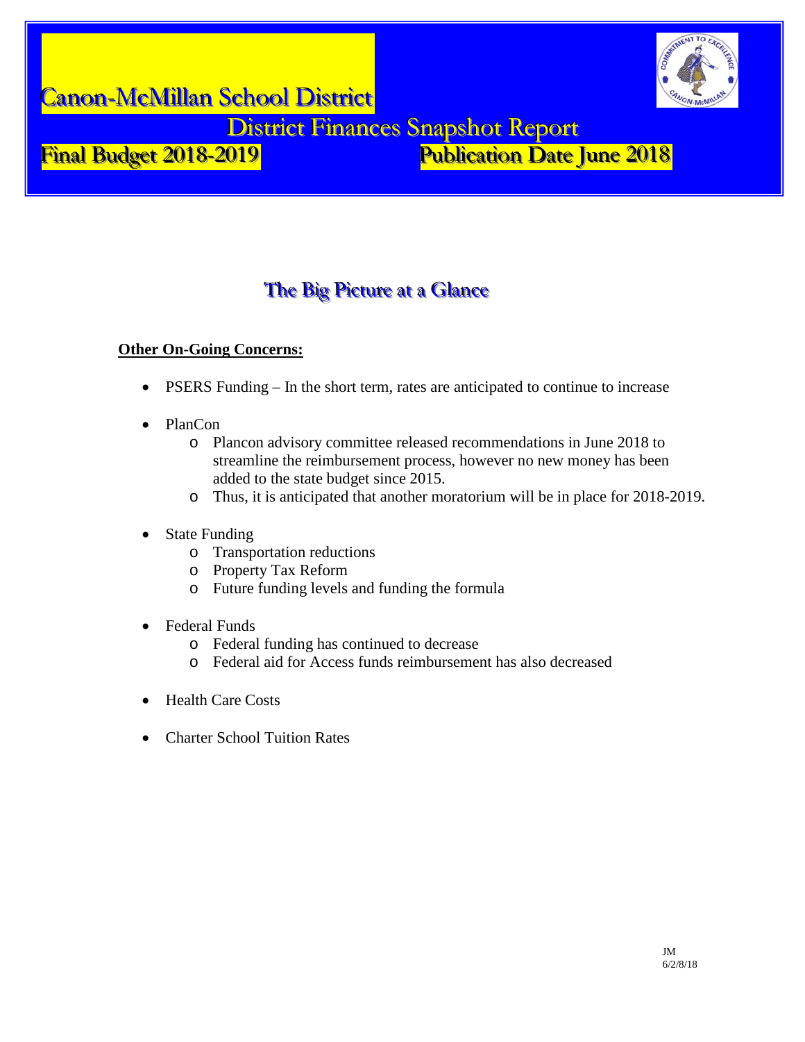# Canon-McMillan School District

## District Finances Snapshot Report

**Final Budget 2018-2019** **Publication Date June 2018**

## The Big Picture at a Glance

**Other On-Going Concerns:**

- PSERS Funding – In the short term, rates are anticipated to continue to increase
- PlanCon
  - Plancon advisory committee released recommendations in June 2018 to streamline the reimbursement process, however no new money has been added to the state budget since 2015.
  - Thus, it is anticipated that another moratorium will be in place for 2018-2019.
- State Funding
  - Transportation reductions
  - Property Tax Reform
  - Future funding levels and funding the formula
- Federal Funds
  - Federal funding has continued to decrease
  - Federal aid for Access funds reimbursement has also decreased
- Health Care Costs
- Charter School Tuition Rates

JM
6/2/8/18